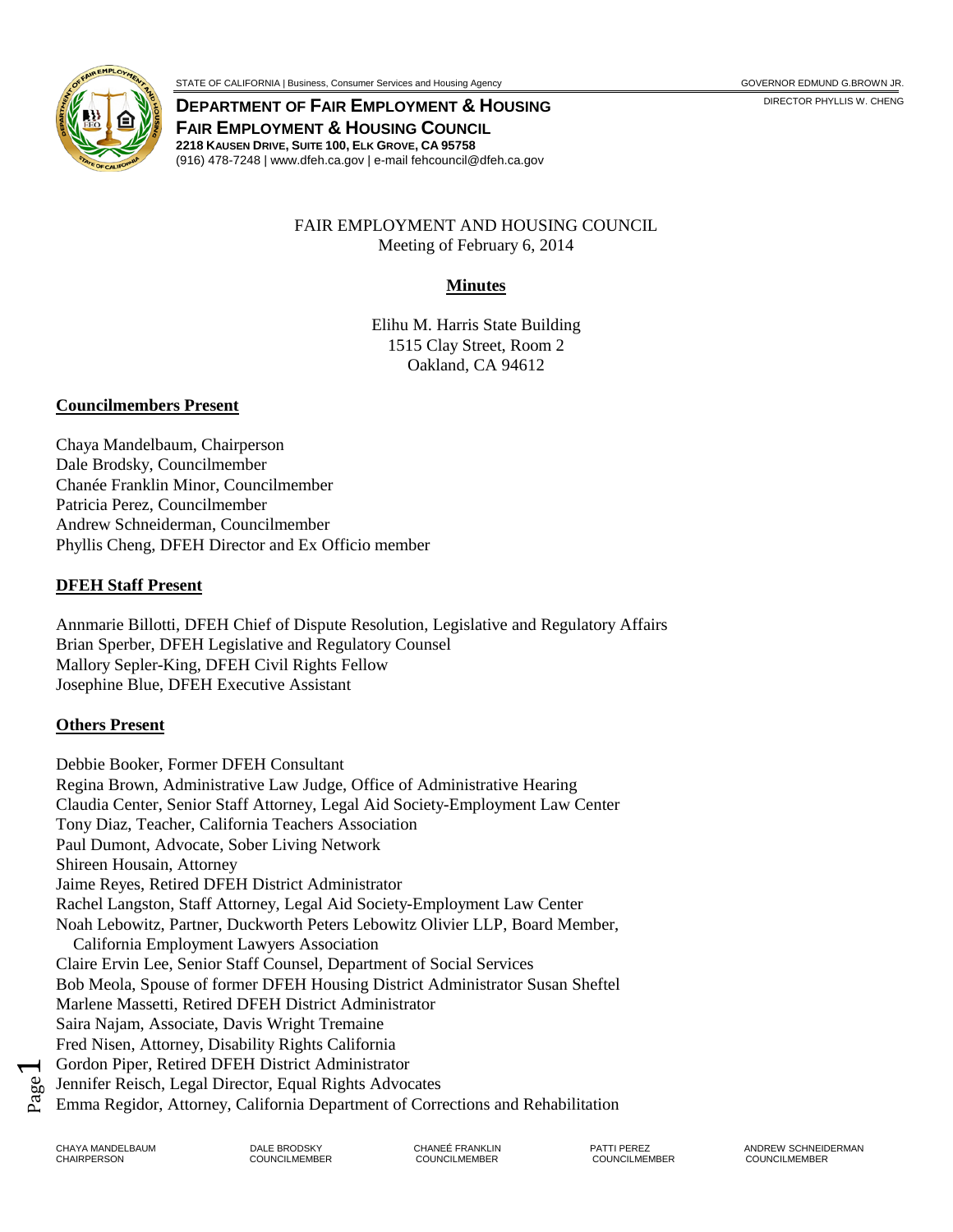STATE OF CALIFORNIA | Business, Consumer Services and Housing Agency — GOVERNOR EDMUND G.BROWN JR.

**DEPARTMENT OF FAIR EMPLOYMENT & HOUSING**
**FAIR EMPLOYMENT & HOUSING COUNCIL**
**2218 KAUSEN DRIVE, SUITE 100, ELK GROVE, CA 95758**
(916) 478-7248 | www.dfeh.ca.gov | e-mail fehcouncil@dfeh.ca.gov

DIRECTOR PHYLLIS W. CHENG

FAIR EMPLOYMENT AND HOUSING COUNCIL
Meeting of February 6, 2014

# Minutes

Elihu M. Harris State Building
1515 Clay Street, Room 2
Oakland, CA 94612

## Councilmembers Present

Chaya Mandelbaum, Chairperson
Dale Brodsky, Councilmember
Chanée Franklin Minor, Councilmember
Patricia Perez, Councilmember
Andrew Schneiderman, Councilmember
Phyllis Cheng, DFEH Director and Ex Officio member

## DFEH Staff Present

Annmarie Billotti, DFEH Chief of Dispute Resolution, Legislative and Regulatory Affairs
Brian Sperber, DFEH Legislative and Regulatory Counsel
Mallory Sepler-King, DFEH Civil Rights Fellow
Josephine Blue, DFEH Executive Assistant

## Others Present

Debbie Booker, Former DFEH Consultant
Regina Brown, Administrative Law Judge, Office of Administrative Hearing
Claudia Center, Senior Staff Attorney, Legal Aid Society-Employment Law Center
Tony Diaz, Teacher, California Teachers Association
Paul Dumont, Advocate, Sober Living Network
Shireen Housain, Attorney
Jaime Reyes, Retired DFEH District Administrator
Rachel Langston, Staff Attorney, Legal Aid Society-Employment Law Center
Noah Lebowitz, Partner, Duckworth Peters Lebowitz Olivier LLP, Board Member, California Employment Lawyers Association
Claire Ervin Lee, Senior Staff Counsel, Department of Social Services
Bob Meola, Spouse of former DFEH Housing District Administrator Susan Sheftel
Marlene Massetti, Retired DFEH District Administrator
Saira Najam, Associate, Davis Wright Tremaine
Fred Nisen, Attorney, Disability Rights California
Gordon Piper, Retired DFEH District Administrator
Jennifer Reisch, Legal Director, Equal Rights Advocates
Emma Regidor, Attorney, California Department of Corrections and Rehabilitation

CHAYA MANDELBAUM, CHAIRPERSON — DALE BRODSKY, COUNCILMEMBER — CHANEÉ FRANKLIN, COUNCILMEMBER — PATTI PEREZ, COUNCILMEMBER — ANDREW SCHNEIDERMAN, COUNCILMEMBER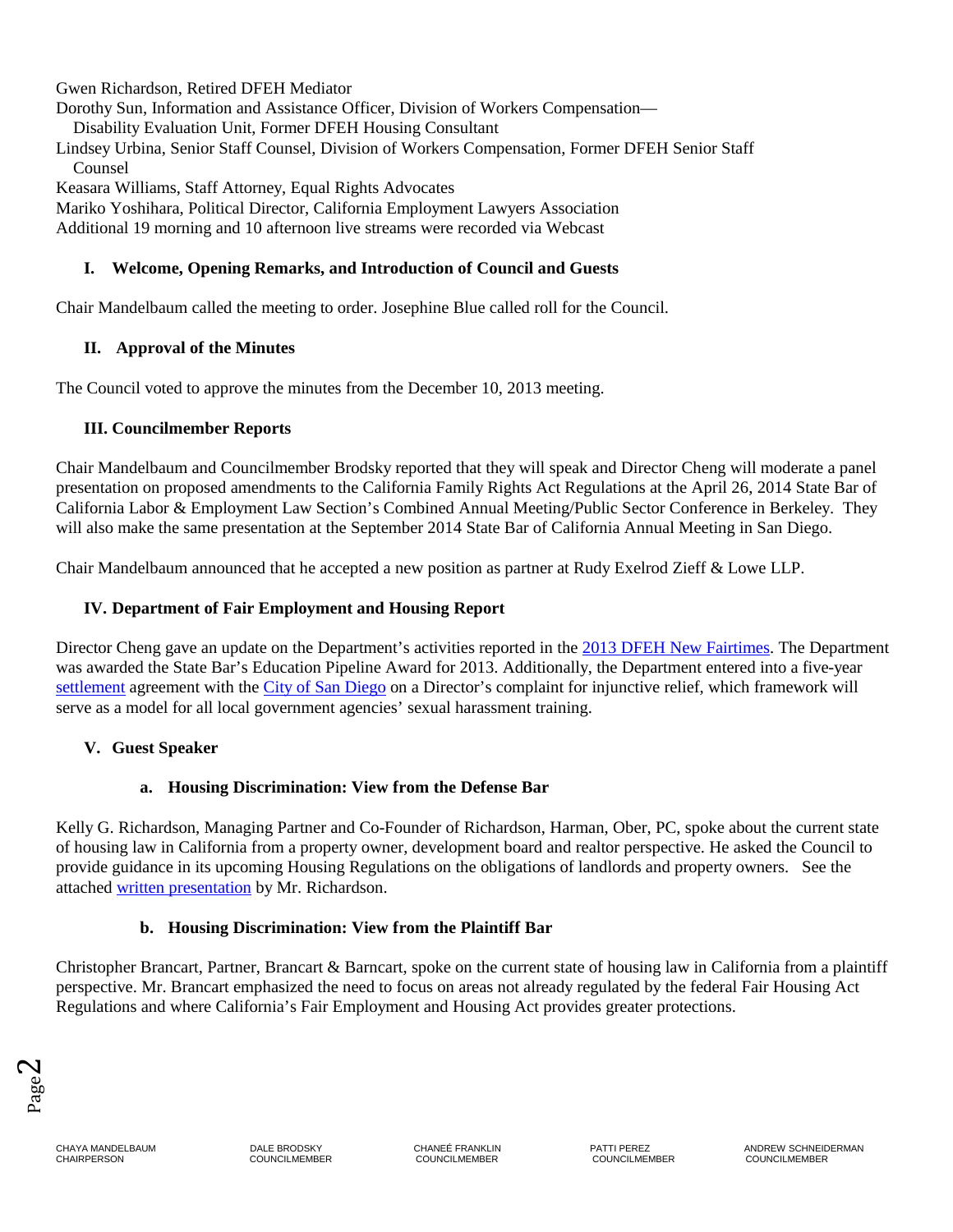Gwen Richardson, Retired DFEH Mediator
Dorothy Sun, Information and Assistance Officer, Division of Workers Compensation—
Disability Evaluation Unit, Former DFEH Housing Consultant
Lindsey Urbina, Senior Staff Counsel, Division of Workers Compensation, Former DFEH Senior Staff Counsel
Keasara Williams, Staff Attorney, Equal Rights Advocates
Mariko Yoshihara, Political Director, California Employment Lawyers Association
Additional 19 morning and 10 afternoon live streams were recorded via Webcast

## I. Welcome, Opening Remarks, and Introduction of Council and Guests

Chair Mandelbaum called the meeting to order. Josephine Blue called roll for the Council.

## II. Approval of the Minutes

The Council voted to approve the minutes from the December 10, 2013 meeting.

## III. Councilmember Reports

Chair Mandelbaum and Councilmember Brodsky reported that they will speak and Director Cheng will moderate a panel presentation on proposed amendments to the California Family Rights Act Regulations at the April 26, 2014 State Bar of California Labor & Employment Law Section's Combined Annual Meeting/Public Sector Conference in Berkeley. They will also make the same presentation at the September 2014 State Bar of California Annual Meeting in San Diego.

Chair Mandelbaum announced that he accepted a new position as partner at Rudy Exelrod Zieff & Lowe LLP.

## IV. Department of Fair Employment and Housing Report

Director Cheng gave an update on the Department's activities reported in the 2013 DFEH New Fairtimes. The Department was awarded the State Bar's Education Pipeline Award for 2013. Additionally, the Department entered into a five-year settlement agreement with the City of San Diego on a Director's complaint for injunctive relief, which framework will serve as a model for all local government agencies' sexual harassment training.

## V. Guest Speaker

### a. Housing Discrimination: View from the Defense Bar

Kelly G. Richardson, Managing Partner and Co-Founder of Richardson, Harman, Ober, PC, spoke about the current state of housing law in California from a property owner, development board and realtor perspective. He asked the Council to provide guidance in its upcoming Housing Regulations on the obligations of landlords and property owners. See the attached written presentation by Mr. Richardson.

### b. Housing Discrimination: View from the Plaintiff Bar

Christopher Brancart, Partner, Brancart & Barncart, spoke on the current state of housing law in California from a plaintiff perspective. Mr. Brancart emphasized the need to focus on areas not already regulated by the federal Fair Housing Act Regulations and where California's Fair Employment and Housing Act provides greater protections.

CHAYA MANDELBAUM CHAIRPERSON | DALE BRODSKY COUNCILMEMBER | CHANEÉ FRANKLIN COUNCILMEMBER | PATTI PEREZ COUNCILMEMBER | ANDREW SCHNEIDERMAN COUNCILMEMBER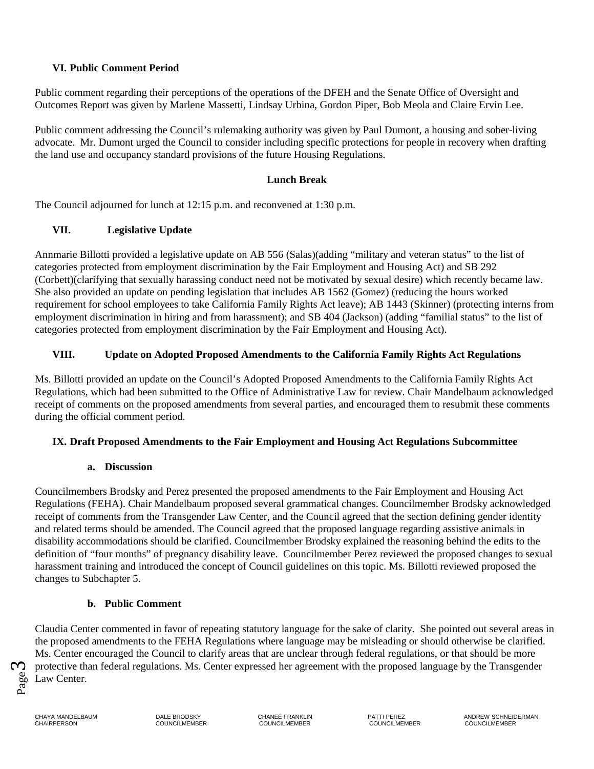## VI. Public Comment Period

Public comment regarding their perceptions of the operations of the DFEH and the Senate Office of Oversight and Outcomes Report was given by Marlene Massetti, Lindsay Urbina, Gordon Piper, Bob Meola and Claire Ervin Lee.

Public comment addressing the Council's rulemaking authority was given by Paul Dumont, a housing and sober-living advocate. Mr. Dumont urged the Council to consider including specific protections for people in recovery when drafting the land use and occupancy standard provisions of the future Housing Regulations.

### Lunch Break

The Council adjourned for lunch at 12:15 p.m. and reconvened at 1:30 p.m.

## VII. Legislative Update

Annmarie Billotti provided a legislative update on AB 556 (Salas)(adding "military and veteran status" to the list of categories protected from employment discrimination by the Fair Employment and Housing Act) and SB 292 (Corbett)(clarifying that sexually harassing conduct need not be motivated by sexual desire) which recently became law. She also provided an update on pending legislation that includes AB 1562 (Gomez) (reducing the hours worked requirement for school employees to take California Family Rights Act leave); AB 1443 (Skinner) (protecting interns from employment discrimination in hiring and from harassment); and SB 404 (Jackson) (adding "familial status" to the list of categories protected from employment discrimination by the Fair Employment and Housing Act).

## VIII. Update on Adopted Proposed Amendments to the California Family Rights Act Regulations

Ms. Billotti provided an update on the Council's Adopted Proposed Amendments to the California Family Rights Act Regulations, which had been submitted to the Office of Administrative Law for review. Chair Mandelbaum acknowledged receipt of comments on the proposed amendments from several parties, and encouraged them to resubmit these comments during the official comment period.

## IX. Draft Proposed Amendments to the Fair Employment and Housing Act Regulations Subcommittee

### a. Discussion

Councilmembers Brodsky and Perez presented the proposed amendments to the Fair Employment and Housing Act Regulations (FEHA). Chair Mandelbaum proposed several grammatical changes. Councilmember Brodsky acknowledged receipt of comments from the Transgender Law Center, and the Council agreed that the section defining gender identity and related terms should be amended. The Council agreed that the proposed language regarding assistive animals in disability accommodations should be clarified. Councilmember Brodsky explained the reasoning behind the edits to the definition of "four months" of pregnancy disability leave. Councilmember Perez reviewed the proposed changes to sexual harassment training and introduced the concept of Council guidelines on this topic. Ms. Billotti reviewed proposed the changes to Subchapter 5.

### b. Public Comment

Claudia Center commented in favor of repeating statutory language for the sake of clarity. She pointed out several areas in the proposed amendments to the FEHA Regulations where language may be misleading or should otherwise be clarified. Ms. Center encouraged the Council to clarify areas that are unclear through federal regulations, or that should be more protective than federal regulations. Ms. Center expressed her agreement with the proposed language by the Transgender Law Center.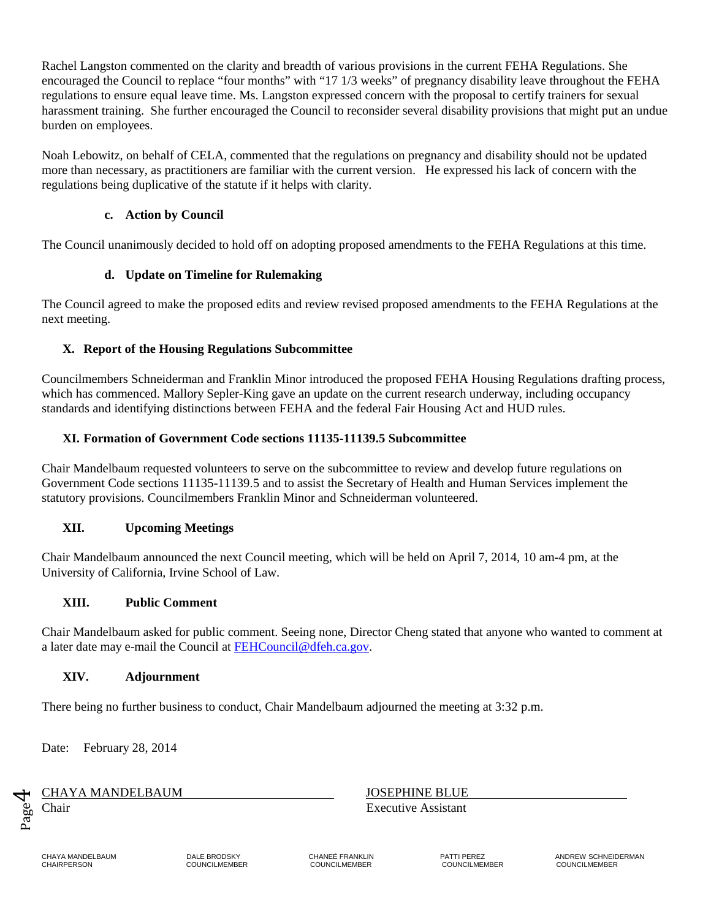Rachel Langston commented on the clarity and breadth of various provisions in the current FEHA Regulations. She encouraged the Council to replace "four months" with "17 1/3 weeks" of pregnancy disability leave throughout the FEHA regulations to ensure equal leave time. Ms. Langston expressed concern with the proposal to certify trainers for sexual harassment training. She further encouraged the Council to reconsider several disability provisions that might put an undue burden on employees.

Noah Lebowitz, on behalf of CELA, commented that the regulations on pregnancy and disability should not be updated more than necessary, as practitioners are familiar with the current version. He expressed his lack of concern with the regulations being duplicative of the statute if it helps with clarity.

### c. Action by Council

The Council unanimously decided to hold off on adopting proposed amendments to the FEHA Regulations at this time.

### d. Update on Timeline for Rulemaking

The Council agreed to make the proposed edits and review revised proposed amendments to the FEHA Regulations at the next meeting.

## X. Report of the Housing Regulations Subcommittee

Councilmembers Schneiderman and Franklin Minor introduced the proposed FEHA Housing Regulations drafting process, which has commenced. Mallory Sepler-King gave an update on the current research underway, including occupancy standards and identifying distinctions between FEHA and the federal Fair Housing Act and HUD rules.

## XI. Formation of Government Code sections 11135-11139.5 Subcommittee

Chair Mandelbaum requested volunteers to serve on the subcommittee to review and develop future regulations on Government Code sections 11135-11139.5 and to assist the Secretary of Health and Human Services implement the statutory provisions. Councilmembers Franklin Minor and Schneiderman volunteered.

## XII. Upcoming Meetings

Chair Mandelbaum announced the next Council meeting, which will be held on April 7, 2014, 10 am-4 pm, at the University of California, Irvine School of Law.

## XIII. Public Comment

Chair Mandelbaum asked for public comment. Seeing none, Director Cheng stated that anyone who wanted to comment at a later date may e-mail the Council at FEHCouncil@dfeh.ca.gov.

## XIV. Adjournment

There being no further business to conduct, Chair Mandelbaum adjourned the meeting at 3:32 p.m.

Date: February 28, 2014

CHAYA MANDELBAUM
Chair

JOSEPHINE BLUE
Executive Assistant

CHAYA MANDELBAUM, CHAIRPERSON | DALE BRODSKY, COUNCILMEMBER | CHANEÉ FRANKLIN, COUNCILMEMBER | PATTI PEREZ, COUNCILMEMBER | ANDREW SCHNEIDERMAN, COUNCILMEMBER